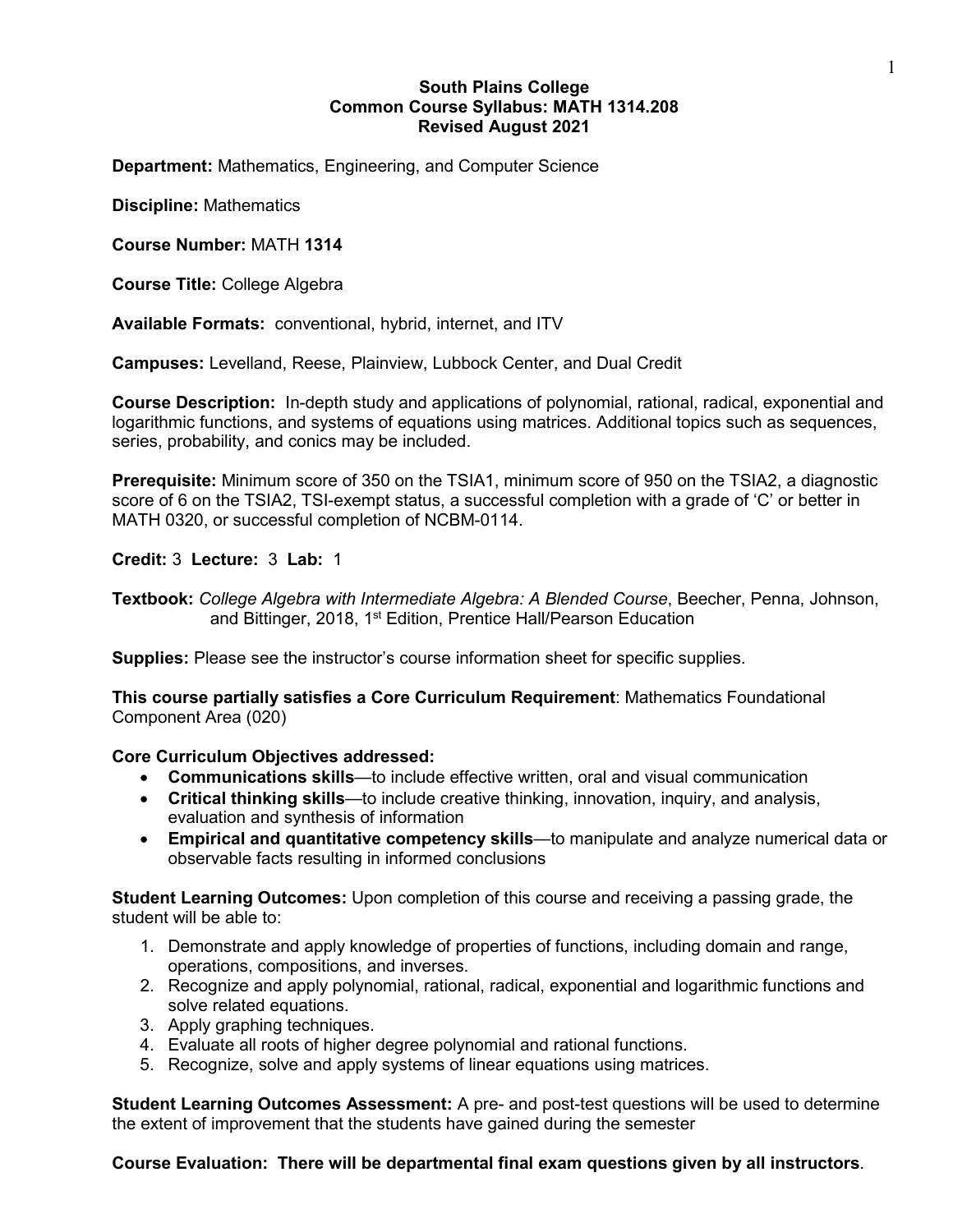# South Plains College
## Common Course Syllabus: MATH 1314.208
### Revised August 2021

**Department:** Mathematics, Engineering, and Computer Science

**Discipline:** Mathematics

**Course Number:** MATH **1314**

**Course Title:** College Algebra

**Available Formats:** conventional, hybrid, internet, and ITV

**Campuses:** Levelland, Reese, Plainview, Lubbock Center, and Dual Credit

**Course Description:** In-depth study and applications of polynomial, rational, radical, exponential and logarithmic functions, and systems of equations using matrices. Additional topics such as sequences, series, probability, and conics may be included.

**Prerequisite:** Minimum score of 350 on the TSIA1, minimum score of 950 on the TSIA2, a diagnostic score of 6 on the TSIA2, TSI-exempt status, a successful completion with a grade of 'C' or better in MATH 0320, or successful completion of NCBM-0114.

**Credit:** 3 **Lecture:** 3 **Lab:** 1

**Textbook:** *College Algebra with Intermediate Algebra: A Blended Course*, Beecher, Penna, Johnson, and Bittinger, 2018, 1st Edition, Prentice Hall/Pearson Education

**Supplies:** Please see the instructor's course information sheet for specific supplies.

**This course partially satisfies a Core Curriculum Requirement**: Mathematics Foundational Component Area (020)

**Core Curriculum Objectives addressed:**

- **Communications skills**—to include effective written, oral and visual communication
- **Critical thinking skills**—to include creative thinking, innovation, inquiry, and analysis, evaluation and synthesis of information
- **Empirical and quantitative competency skills**—to manipulate and analyze numerical data or observable facts resulting in informed conclusions

**Student Learning Outcomes:** Upon completion of this course and receiving a passing grade, the student will be able to:

1. Demonstrate and apply knowledge of properties of functions, including domain and range, operations, compositions, and inverses.
2. Recognize and apply polynomial, rational, radical, exponential and logarithmic functions and solve related equations.
3. Apply graphing techniques.
4. Evaluate all roots of higher degree polynomial and rational functions.
5. Recognize, solve and apply systems of linear equations using matrices.

**Student Learning Outcomes Assessment:** A pre- and post-test questions will be used to determine the extent of improvement that the students have gained during the semester

**Course Evaluation: There will be departmental final exam questions given by all instructors**.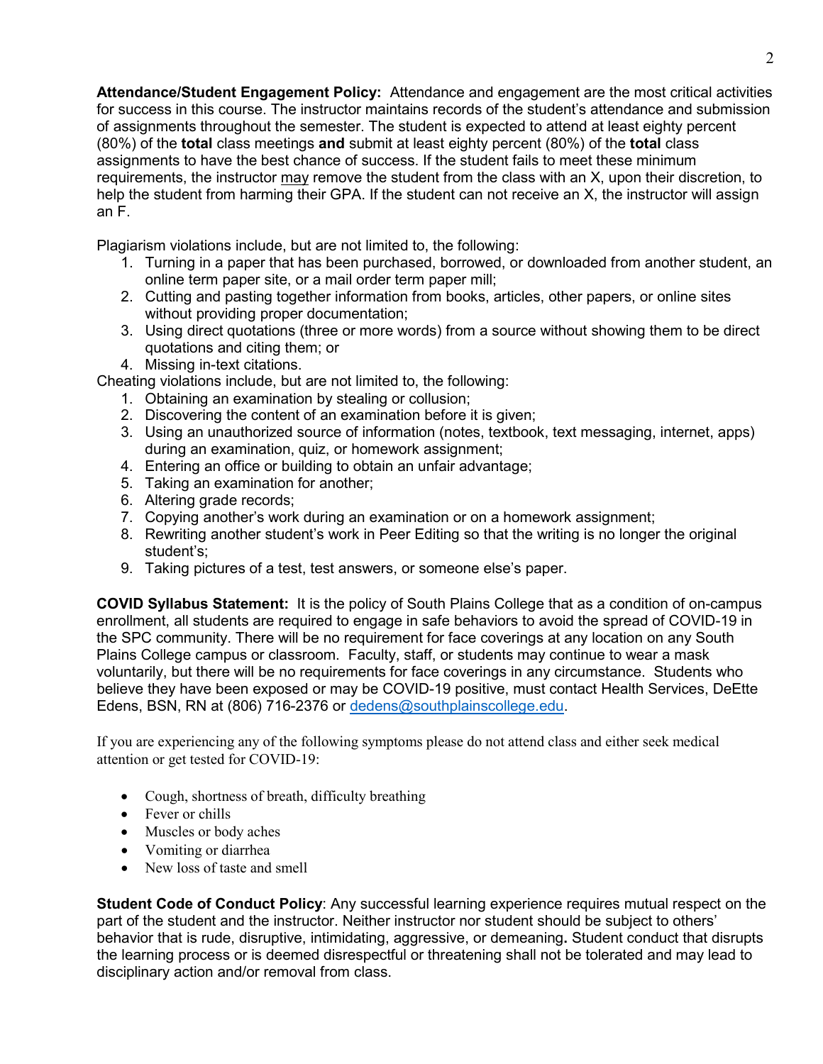**Attendance/Student Engagement Policy:** Attendance and engagement are the most critical activities for success in this course. The instructor maintains records of the student's attendance and submission of assignments throughout the semester. The student is expected to attend at least eighty percent (80%) of the **total** class meetings **and** submit at least eighty percent (80%) of the **total** class assignments to have the best chance of success. If the student fails to meet these minimum requirements, the instructor may remove the student from the class with an X, upon their discretion, to help the student from harming their GPA. If the student can not receive an X, the instructor will assign an F.

Plagiarism violations include, but are not limited to, the following:

1. Turning in a paper that has been purchased, borrowed, or downloaded from another student, an online term paper site, or a mail order term paper mill;
2. Cutting and pasting together information from books, articles, other papers, or online sites without providing proper documentation;
3. Using direct quotations (three or more words) from a source without showing them to be direct quotations and citing them; or
4. Missing in-text citations.

Cheating violations include, but are not limited to, the following:

1. Obtaining an examination by stealing or collusion;
2. Discovering the content of an examination before it is given;
3. Using an unauthorized source of information (notes, textbook, text messaging, internet, apps) during an examination, quiz, or homework assignment;
4. Entering an office or building to obtain an unfair advantage;
5. Taking an examination for another;
6. Altering grade records;
7. Copying another's work during an examination or on a homework assignment;
8. Rewriting another student's work in Peer Editing so that the writing is no longer the original student's;
9. Taking pictures of a test, test answers, or someone else's paper.

**COVID Syllabus Statement:** It is the policy of South Plains College that as a condition of on-campus enrollment, all students are required to engage in safe behaviors to avoid the spread of COVID-19 in the SPC community. There will be no requirement for face coverings at any location on any South Plains College campus or classroom. Faculty, staff, or students may continue to wear a mask voluntarily, but there will be no requirements for face coverings in any circumstance. Students who believe they have been exposed or may be COVID-19 positive, must contact Health Services, DeEtte Edens, BSN, RN at (806) 716-2376 or dedens@southplainscollege.edu.

If you are experiencing any of the following symptoms please do not attend class and either seek medical attention or get tested for COVID-19:

- Cough, shortness of breath, difficulty breathing
- Fever or chills
- Muscles or body aches
- Vomiting or diarrhea
- New loss of taste and smell

**Student Code of Conduct Policy**: Any successful learning experience requires mutual respect on the part of the student and the instructor. Neither instructor nor student should be subject to others' behavior that is rude, disruptive, intimidating, aggressive, or demeaning**.** Student conduct that disrupts the learning process or is deemed disrespectful or threatening shall not be tolerated and may lead to disciplinary action and/or removal from class.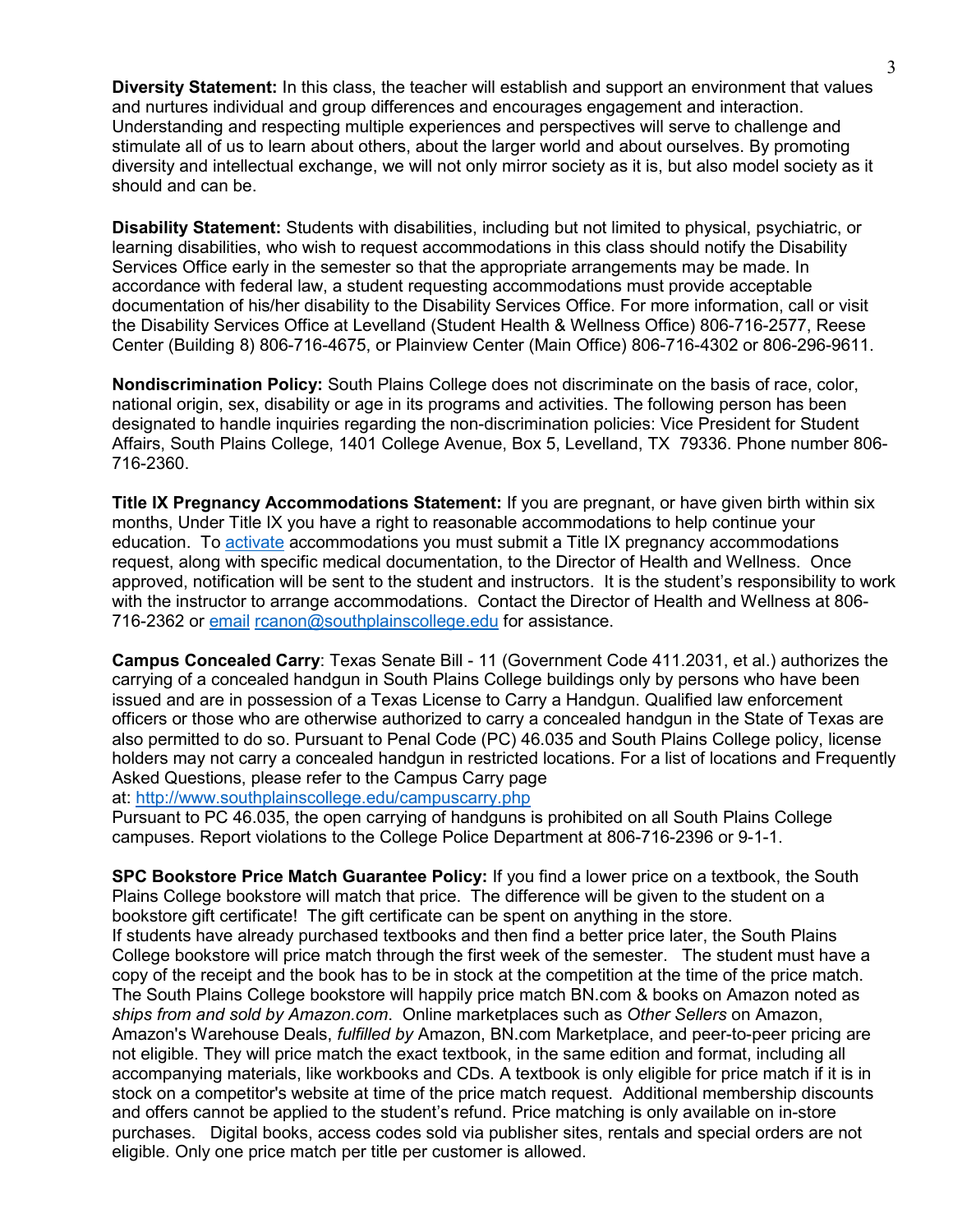**Diversity Statement:** In this class, the teacher will establish and support an environment that values and nurtures individual and group differences and encourages engagement and interaction. Understanding and respecting multiple experiences and perspectives will serve to challenge and stimulate all of us to learn about others, about the larger world and about ourselves. By promoting diversity and intellectual exchange, we will not only mirror society as it is, but also model society as it should and can be.

**Disability Statement:** Students with disabilities, including but not limited to physical, psychiatric, or learning disabilities, who wish to request accommodations in this class should notify the Disability Services Office early in the semester so that the appropriate arrangements may be made. In accordance with federal law, a student requesting accommodations must provide acceptable documentation of his/her disability to the Disability Services Office. For more information, call or visit the Disability Services Office at Levelland (Student Health & Wellness Office) 806-716-2577, Reese Center (Building 8) 806-716-4675, or Plainview Center (Main Office) 806-716-4302 or 806-296-9611.

**Nondiscrimination Policy:** South Plains College does not discriminate on the basis of race, color, national origin, sex, disability or age in its programs and activities. The following person has been designated to handle inquiries regarding the non-discrimination policies: Vice President for Student Affairs, South Plains College, 1401 College Avenue, Box 5, Levelland, TX 79336. Phone number 806-716-2360.

**Title IX Pregnancy Accommodations Statement:** If you are pregnant, or have given birth within six months, Under Title IX you have a right to reasonable accommodations to help continue your education. To activate accommodations you must submit a Title IX pregnancy accommodations request, along with specific medical documentation, to the Director of Health and Wellness. Once approved, notification will be sent to the student and instructors. It is the student's responsibility to work with the instructor to arrange accommodations. Contact the Director of Health and Wellness at 806-716-2362 or email rcanon@southplainscollege.edu for assistance.

**Campus Concealed Carry**: Texas Senate Bill - 11 (Government Code 411.2031, et al.) authorizes the carrying of a concealed handgun in South Plains College buildings only by persons who have been issued and are in possession of a Texas License to Carry a Handgun. Qualified law enforcement officers or those who are otherwise authorized to carry a concealed handgun in the State of Texas are also permitted to do so. Pursuant to Penal Code (PC) 46.035 and South Plains College policy, license holders may not carry a concealed handgun in restricted locations. For a list of locations and Frequently Asked Questions, please refer to the Campus Carry page at: http://www.southplainscollege.edu/campuscarry.php
Pursuant to PC 46.035, the open carrying of handguns is prohibited on all South Plains College campuses. Report violations to the College Police Department at 806-716-2396 or 9-1-1.

**SPC Bookstore Price Match Guarantee Policy:** If you find a lower price on a textbook, the South Plains College bookstore will match that price. The difference will be given to the student on a bookstore gift certificate! The gift certificate can be spent on anything in the store.
If students have already purchased textbooks and then find a better price later, the South Plains College bookstore will price match through the first week of the semester. The student must have a copy of the receipt and the book has to be in stock at the competition at the time of the price match. The South Plains College bookstore will happily price match BN.com & books on Amazon noted as *ships from and sold by Amazon.com*. Online marketplaces such as *Other Sellers* on Amazon, Amazon's Warehouse Deals, *fulfilled by* Amazon, BN.com Marketplace, and peer-to-peer pricing are not eligible. They will price match the exact textbook, in the same edition and format, including all accompanying materials, like workbooks and CDs. A textbook is only eligible for price match if it is in stock on a competitor's website at time of the price match request. Additional membership discounts and offers cannot be applied to the student's refund. Price matching is only available on in-store purchases. Digital books, access codes sold via publisher sites, rentals and special orders are not eligible. Only one price match per title per customer is allowed.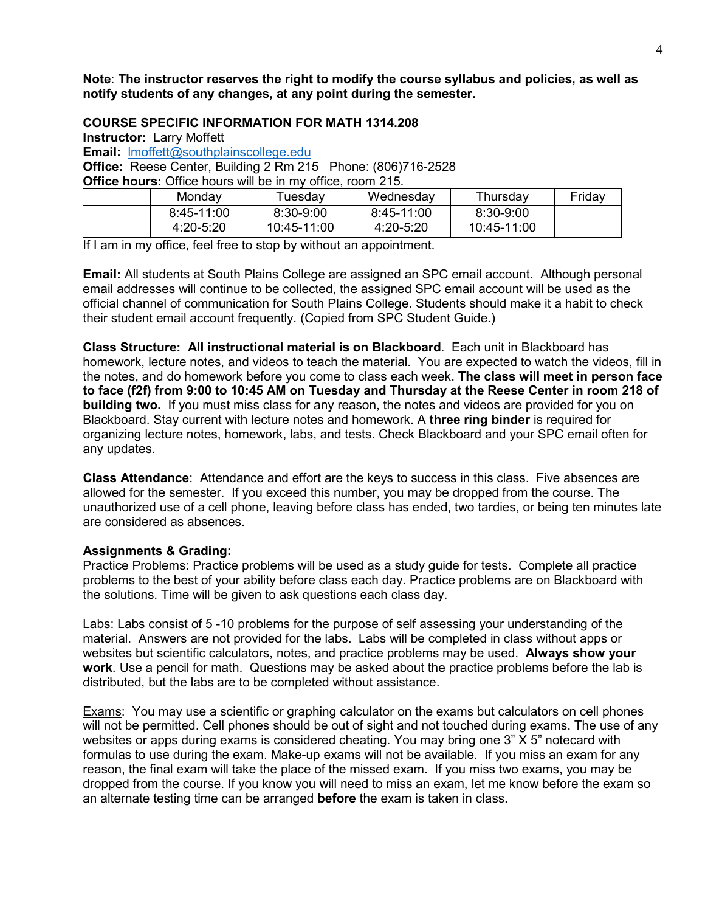**Note**: **The instructor reserves the right to modify the course syllabus and policies, as well as notify students of any changes, at any point during the semester.**

**COURSE SPECIFIC INFORMATION FOR MATH 1314.208**

**Instructor:** Larry Moffett

**Email:** lmoffett@southplainscollege.edu

**Office:** Reese Center, Building 2 Rm 215 Phone: (806)716-2528

**Office hours:** Office hours will be in my office, room 215.

| | Monday | Tuesday | Wednesday | Thursday | Friday |
|---|---|---|---|---|---|
| | 8:45-11:00<br>4:20-5:20 | 8:30-9:00<br>10:45-11:00 | 8:45-11:00<br>4:20-5:20 | 8:30-9:00<br>10:45-11:00 | |

If I am in my office, feel free to stop by without an appointment.

**Email:** All students at South Plains College are assigned an SPC email account. Although personal email addresses will continue to be collected, the assigned SPC email account will be used as the official channel of communication for South Plains College. Students should make it a habit to check their student email account frequently. (Copied from SPC Student Guide.)

**Class Structure: All instructional material is on Blackboard**. Each unit in Blackboard has homework, lecture notes, and videos to teach the material. You are expected to watch the videos, fill in the notes, and do homework before you come to class each week. **The class will meet in person face to face (f2f) from 9:00 to 10:45 AM on Tuesday and Thursday at the Reese Center in room 218 of building two.** If you must miss class for any reason, the notes and videos are provided for you on Blackboard. Stay current with lecture notes and homework. A **three ring binder** is required for organizing lecture notes, homework, labs, and tests. Check Blackboard and your SPC email often for any updates.

**Class Attendance**: Attendance and effort are the keys to success in this class. Five absences are allowed for the semester. If you exceed this number, you may be dropped from the course. The unauthorized use of a cell phone, leaving before class has ended, two tardies, or being ten minutes late are considered as absences.

**Assignments & Grading:**

Practice Problems: Practice problems will be used as a study guide for tests. Complete all practice problems to the best of your ability before class each day. Practice problems are on Blackboard with the solutions. Time will be given to ask questions each class day.

Labs: Labs consist of 5 -10 problems for the purpose of self assessing your understanding of the material. Answers are not provided for the labs. Labs will be completed in class without apps or websites but scientific calculators, notes, and practice problems may be used. **Always show your work**. Use a pencil for math. Questions may be asked about the practice problems before the lab is distributed, but the labs are to be completed without assistance.

Exams: You may use a scientific or graphing calculator on the exams but calculators on cell phones will not be permitted. Cell phones should be out of sight and not touched during exams. The use of any websites or apps during exams is considered cheating. You may bring one 3" X 5" notecard with formulas to use during the exam. Make-up exams will not be available. If you miss an exam for any reason, the final exam will take the place of the missed exam. If you miss two exams, you may be dropped from the course. If you know you will need to miss an exam, let me know before the exam so an alternate testing time can be arranged **before** the exam is taken in class.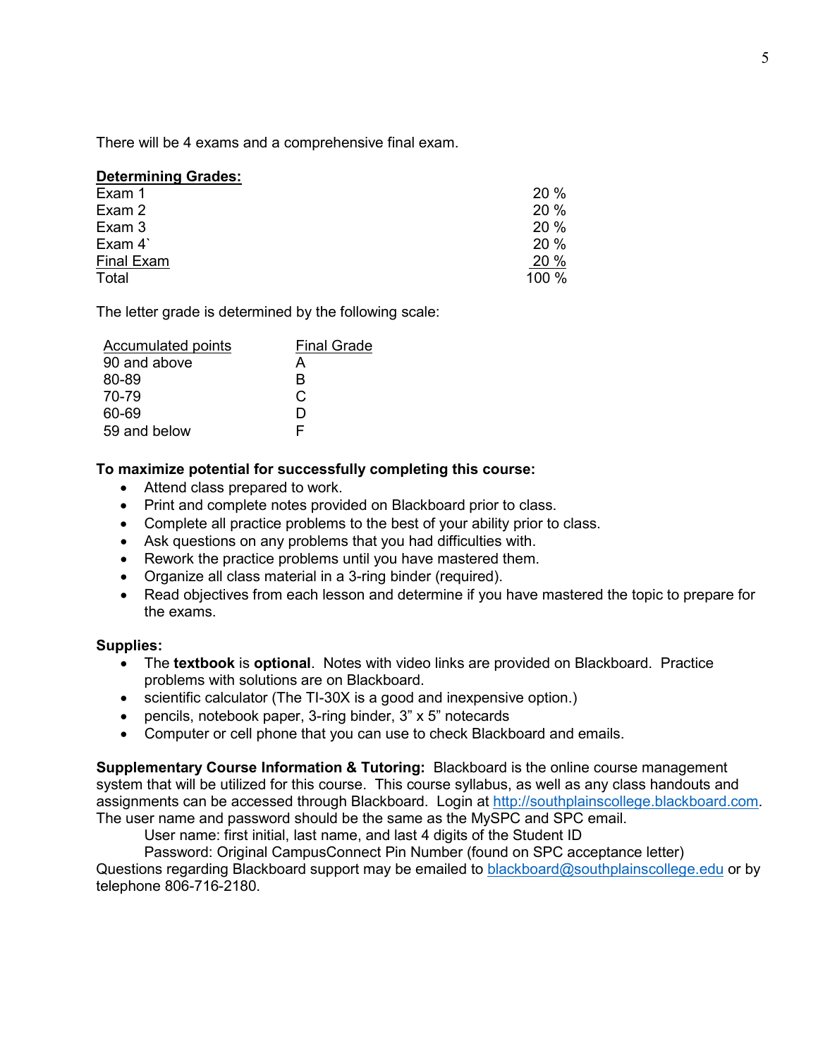There will be 4 exams and a comprehensive final exam.

**Determining Grades:**

| | |
|---|---|
| Exam 1 | 20 % |
| Exam 2 | 20 % |
| Exam 3 | 20 % |
| Exam 4` | 20 % |
| Final Exam | 20 % |
| Total | 100 % |

The letter grade is determined by the following scale:

| Accumulated points | Final Grade |
|---|---|
| 90 and above | A |
| 80-89 | B |
| 70-79 | C |
| 60-69 | D |
| 59 and below | F |

**To maximize potential for successfully completing this course:**

- Attend class prepared to work.
- Print and complete notes provided on Blackboard prior to class.
- Complete all practice problems to the best of your ability prior to class.
- Ask questions on any problems that you had difficulties with.
- Rework the practice problems until you have mastered them.
- Organize all class material in a 3-ring binder (required).
- Read objectives from each lesson and determine if you have mastered the topic to prepare for the exams.

**Supplies:**

- The **textbook** is **optional**. Notes with video links are provided on Blackboard. Practice problems with solutions are on Blackboard.
- scientific calculator (The TI-30X is a good and inexpensive option.)
- pencils, notebook paper, 3-ring binder, 3" x 5" notecards
- Computer or cell phone that you can use to check Blackboard and emails.

**Supplementary Course Information & Tutoring:** Blackboard is the online course management system that will be utilized for this course. This course syllabus, as well as any class handouts and assignments can be accessed through Blackboard. Login at http://southplainscollege.blackboard.com. The user name and password should be the same as the MySPC and SPC email.

User name: first initial, last name, and last 4 digits of the Student ID

Password: Original CampusConnect Pin Number (found on SPC acceptance letter)

Questions regarding Blackboard support may be emailed to blackboard@southplainscollege.edu or by telephone 806-716-2180.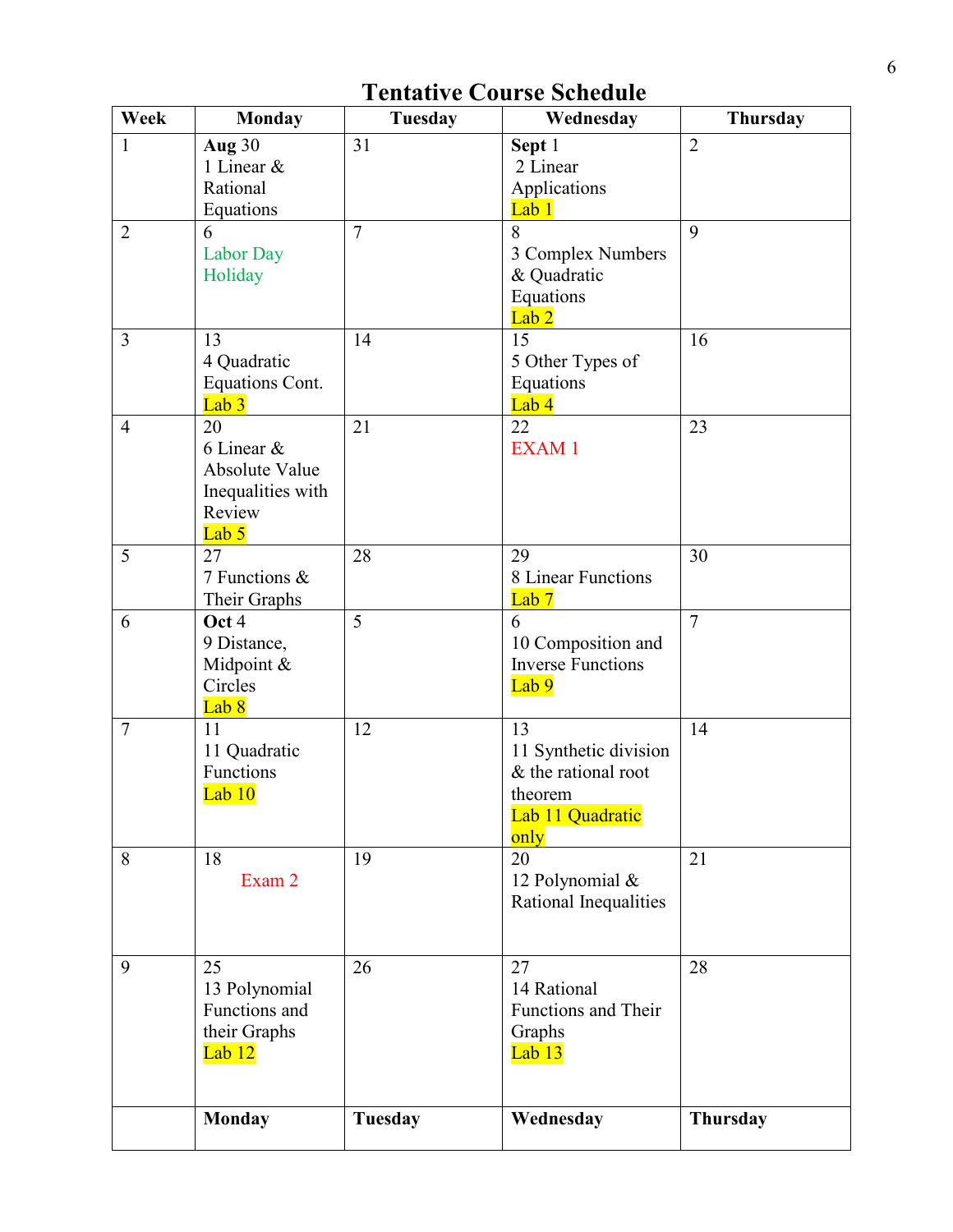# Tentative Course Schedule

| Week | Monday | Tuesday | Wednesday | Thursday |
|---|---|---|---|---|
| 1 | **Aug** 30<br>1 Linear & Rational Equations | 31 | **Sept** 1<br>2 Linear Applications<br>Lab 1 | 2 |
| 2 | 6<br>Labor Day Holiday | 7 | 8<br>3 Complex Numbers & Quadratic Equations<br>Lab 2 | 9 |
| 3 | 13<br>4 Quadratic Equations Cont.<br>Lab 3 | 14 | 15<br>5 Other Types of Equations<br>Lab 4 | 16 |
| 4 | 20<br>6 Linear & Absolute Value Inequalities with Review<br>Lab 5 | 21 | 22<br>EXAM 1 | 23 |
| 5 | 27<br>7 Functions & Their Graphs | 28 | 29<br>8 Linear Functions<br>Lab 7 | 30 |
| 6 | **Oct** 4<br>9 Distance, Midpoint & Circles<br>Lab 8 | 5 | 6<br>10 Composition and Inverse Functions<br>Lab 9 | 7 |
| 7 | 11<br>11 Quadratic Functions<br>Lab 10 | 12 | 13<br>11 Synthetic division & the rational root theorem<br>Lab 11 Quadratic only | 14 |
| 8 | 18<br>Exam 2 | 19 | 20<br>12 Polynomial & Rational Inequalities | 21 |
| 9 | 25<br>13 Polynomial Functions and their Graphs<br>Lab 12 | 26 | 27<br>14 Rational Functions and Their Graphs<br>Lab 13 | 28 |
| | **Monday** | **Tuesday** | **Wednesday** | **Thursday** |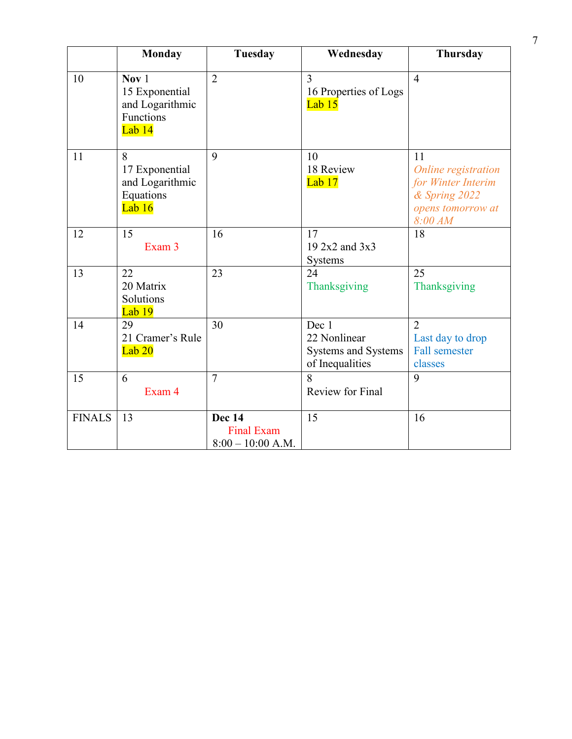| | Monday | Tuesday | Wednesday | Thursday |
|---|---|---|---|---|
| 10 | **Nov** 1<br>15 Exponential and Logarithmic Functions<br>Lab 14 | 2 | 3<br>16 Properties of Logs<br>Lab 15 | 4 |
| 11 | 8<br>17 Exponential and Logarithmic Equations<br>Lab 16 | 9 | 10<br>18 Review<br>Lab 17 | 11<br>*Online registration for Winter Interim & Spring 2022 opens tomorrow at 8:00 AM* |
| 12 | 15<br>Exam 3 | 16 | 17<br>19 2x2 and 3x3 Systems | 18 |
| 13 | 22<br>20 Matrix Solutions<br>Lab 19 | 23 | 24<br>Thanksgiving | 25<br>Thanksgiving |
| 14 | 29<br>21 Cramer's Rule<br>Lab 20 | 30 | Dec 1<br>22 Nonlinear Systems and Systems of Inequalities | 2<br>Last day to drop Fall semester classes |
| 15 | 6<br>Exam 4 | 7 | 8<br>Review for Final | 9 |
| FINALS | 13 | **Dec 14**<br>Final Exam<br>8:00 – 10:00 A.M. | 15 | 16 |